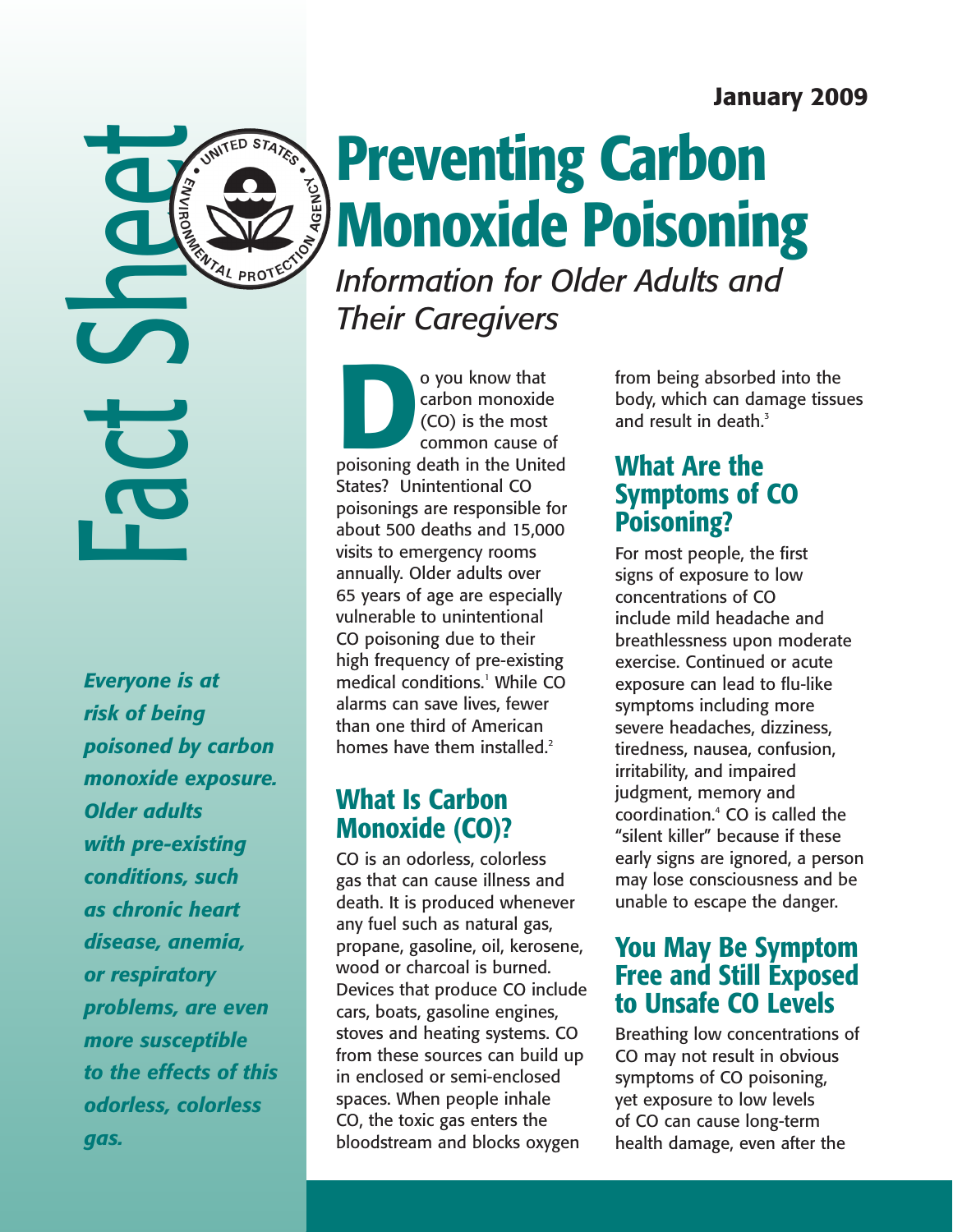January 2009

Fact Sheet

# Preventing Carbon Monoxide Poisoning

*Information for Older Adults and Their Caregivers*

***Everyone is at risk of being poisoned by carbon monoxide exposure. Older adults with pre-existing conditions, such as chronic heart disease, anemia, or respiratory problems, are even more susceptible to the effects of this odorless, colorless gas.***

Do you know that carbon monoxide (CO) is the most common cause of poisoning death in the United States? Unintentional CO poisonings are responsible for about 500 deaths and 15,000 visits to emergency rooms annually. Older adults over 65 years of age are especially vulnerable to unintentional CO poisoning due to their high frequency of pre-existing medical conditions.[1] While CO alarms can save lives, fewer than one third of American homes have them installed.[2]

## What Is Carbon Monoxide (CO)?

CO is an odorless, colorless gas that can cause illness and death. It is produced whenever any fuel such as natural gas, propane, gasoline, oil, kerosene, wood or charcoal is burned. Devices that produce CO include cars, boats, gasoline engines, stoves and heating systems. CO from these sources can build up in enclosed or semi-enclosed spaces. When people inhale CO, the toxic gas enters the bloodstream and blocks oxygen from being absorbed into the body, which can damage tissues and result in death.[3]

## What Are the Symptoms of CO Poisoning?

For most people, the first signs of exposure to low concentrations of CO include mild headache and breathlessness upon moderate exercise. Continued or acute exposure can lead to flu-like symptoms including more severe headaches, dizziness, tiredness, nausea, confusion, irritability, and impaired judgment, memory and coordination.[4] CO is called the "silent killer" because if these early signs are ignored, a person may lose consciousness and be unable to escape the danger.

## You May Be Symptom Free and Still Exposed to Unsafe CO Levels

Breathing low concentrations of CO may not result in obvious symptoms of CO poisoning, yet exposure to low levels of CO can cause long-term health damage, even after the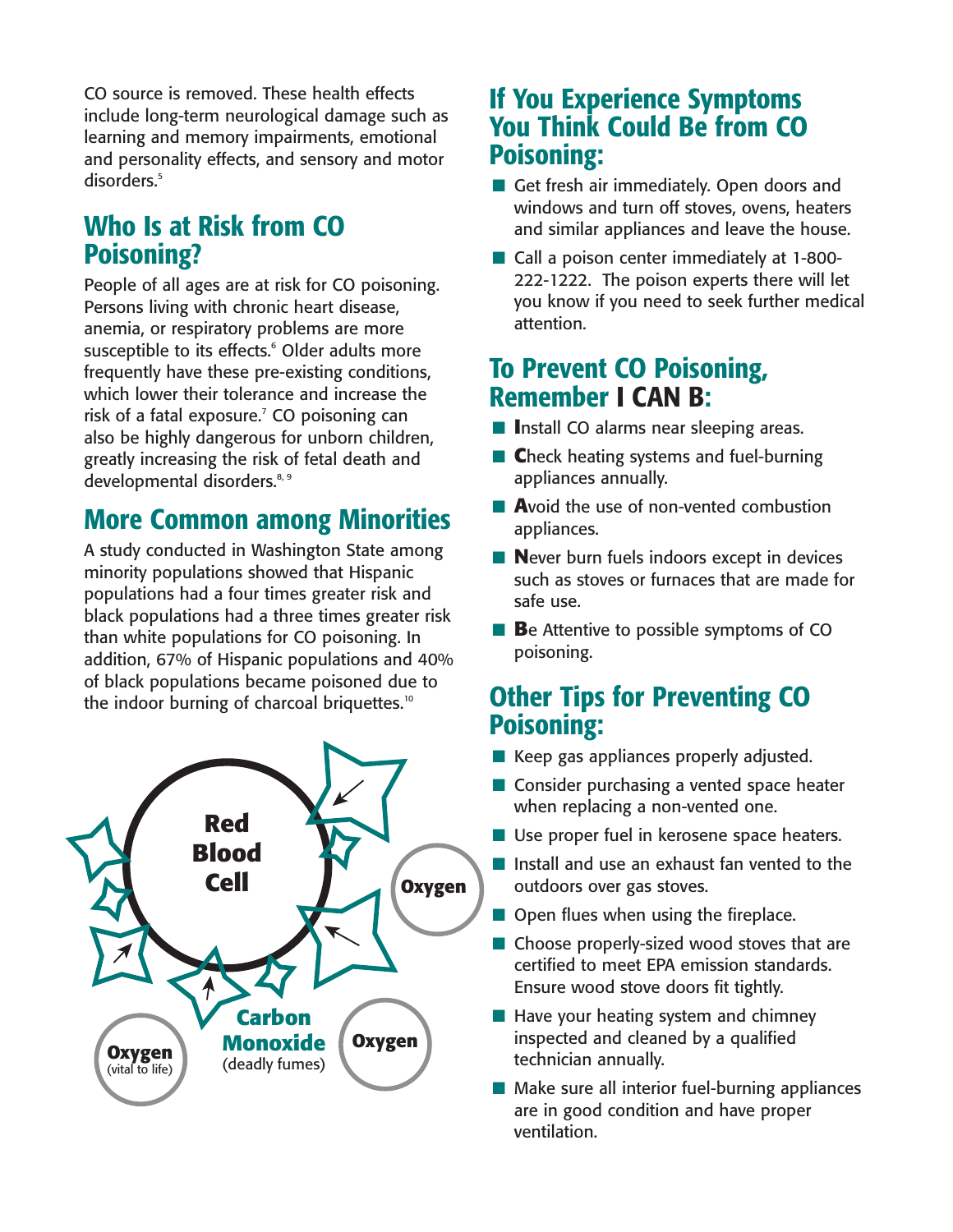CO source is removed. These health effects include long-term neurological damage such as learning and memory impairments, emotional and personality effects, and sensory and motor disorders.[5]

## Who Is at Risk from CO Poisoning?

People of all ages are at risk for CO poisoning. Persons living with chronic heart disease, anemia, or respiratory problems are more susceptible to its effects.[6] Older adults more frequently have these pre-existing conditions, which lower their tolerance and increase the risk of a fatal exposure.[7] CO poisoning can also be highly dangerous for unborn children, greatly increasing the risk of fetal death and developmental disorders.[8, 9]

## More Common among Minorities

A study conducted in Washington State among minority populations showed that Hispanic populations had a four times greater risk and black populations had a three times greater risk than white populations for CO poisoning. In addition, 67% of Hispanic populations and 40% of black populations became poisoned due to the indoor burning of charcoal briquettes.[10]

Red Blood Cell

Oxygen

Oxygen (vital to life)

Carbon Monoxide (deadly fumes)

Oxygen

## If You Experience Symptoms You Think Could Be from CO Poisoning:

- Get fresh air immediately. Open doors and windows and turn off stoves, ovens, heaters and similar appliances and leave the house.
- Call a poison center immediately at 1-800-222-1222. The poison experts there will let you know if you need to seek further medical attention.

## To Prevent CO Poisoning, Remember I CAN B:

- **I**nstall CO alarms near sleeping areas.
- **C**heck heating systems and fuel-burning appliances annually.
- **A**void the use of non-vented combustion appliances.
- **N**ever burn fuels indoors except in devices such as stoves or furnaces that are made for safe use.
- **B**e Attentive to possible symptoms of CO poisoning.

## Other Tips for Preventing CO Poisoning:

- Keep gas appliances properly adjusted.
- Consider purchasing a vented space heater when replacing a non-vented one.
- Use proper fuel in kerosene space heaters.
- Install and use an exhaust fan vented to the outdoors over gas stoves.
- Open flues when using the fireplace.
- Choose properly-sized wood stoves that are certified to meet EPA emission standards. Ensure wood stove doors fit tightly.
- Have your heating system and chimney inspected and cleaned by a qualified technician annually.
- Make sure all interior fuel-burning appliances are in good condition and have proper ventilation.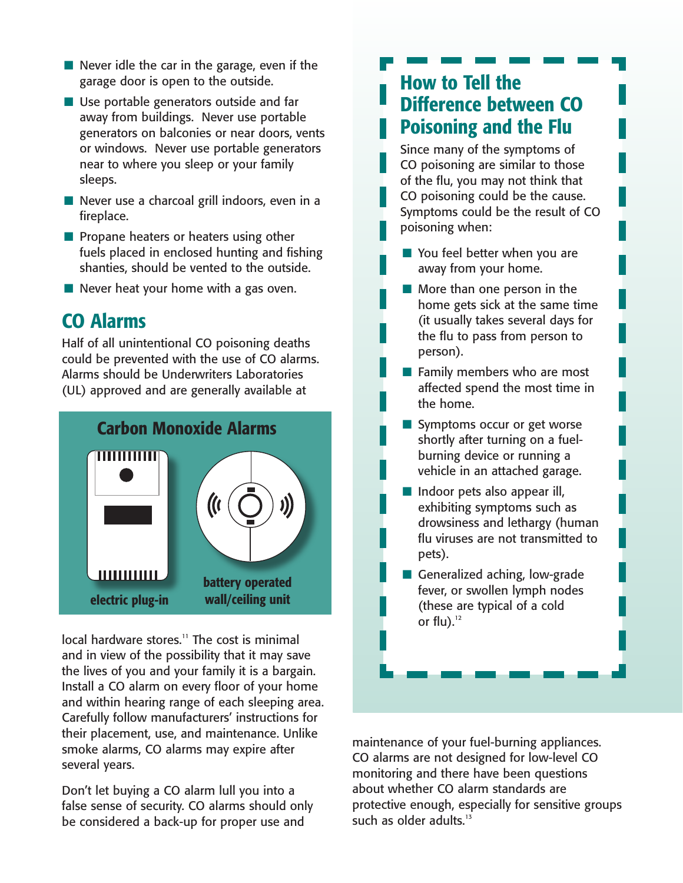- Never idle the car in the garage, even if the garage door is open to the outside.
- Use portable generators outside and far away from buildings. Never use portable generators on balconies or near doors, vents or windows. Never use portable generators near to where you sleep or your family sleeps.
- Never use a charcoal grill indoors, even in a fireplace.
- Propane heaters or heaters using other fuels placed in enclosed hunting and fishing shanties, should be vented to the outside.
- Never heat your home with a gas oven.

## CO Alarms

Half of all unintentional CO poisoning deaths could be prevented with the use of CO alarms. Alarms should be Underwriters Laboratories (UL) approved and are generally available at local hardware stores.[11] The cost is minimal and in view of the possibility that it may save the lives of you and your family it is a bargain. Install a CO alarm on every floor of your home and within hearing range of each sleeping area. Carefully follow manufacturers' instructions for their placement, use, and maintenance. Unlike smoke alarms, CO alarms may expire after several years.

**Carbon Monoxide Alarms**

electric plug-in

battery operated wall/ceiling unit

Don't let buying a CO alarm lull you into a false sense of security. CO alarms should only be considered a back-up for proper use and maintenance of your fuel-burning appliances. CO alarms are not designed for low-level CO monitoring and there have been questions about whether CO alarm standards are protective enough, especially for sensitive groups such as older adults.[13]

## How to Tell the Difference between CO Poisoning and the Flu

Since many of the symptoms of CO poisoning are similar to those of the flu, you may not think that CO poisoning could be the cause. Symptoms could be the result of CO poisoning when:

- You feel better when you are away from your home.
- More than one person in the home gets sick at the same time (it usually takes several days for the flu to pass from person to person).
- Family members who are most affected spend the most time in the home.
- Symptoms occur or get worse shortly after turning on a fuel-burning device or running a vehicle in an attached garage.
- Indoor pets also appear ill, exhibiting symptoms such as drowsiness and lethargy (human flu viruses are not transmitted to pets).
- Generalized aching, low-grade fever, or swollen lymph nodes (these are typical of a cold or flu).[12]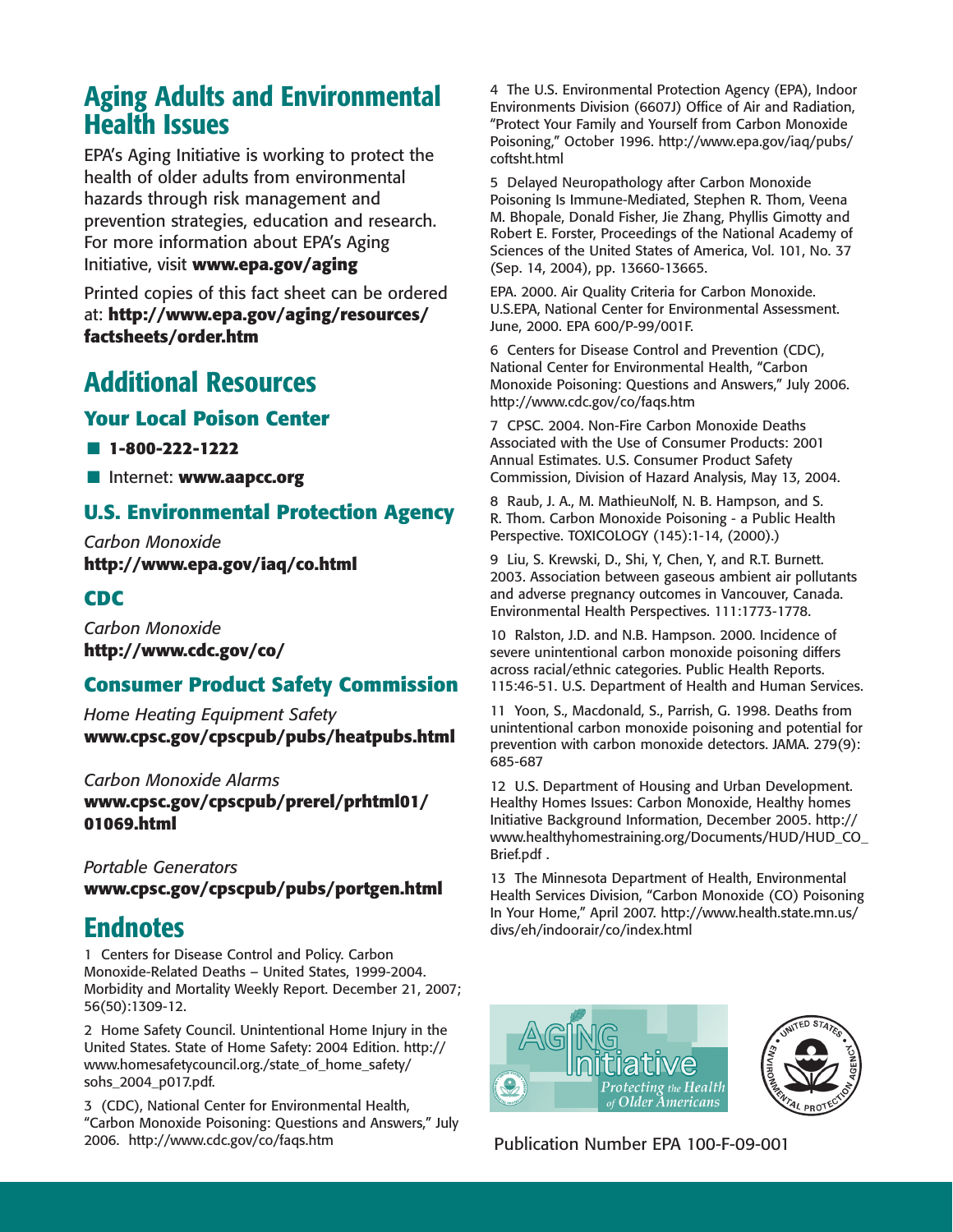## Aging Adults and Environmental Health Issues

EPA's Aging Initiative is working to protect the health of older adults from environmental hazards through risk management and prevention strategies, education and research. For more information about EPA's Aging Initiative, visit **www.epa.gov/aging**

Printed copies of this fact sheet can be ordered at: **http://www.epa.gov/aging/resources/factsheets/order.htm**

## Additional Resources

### Your Local Poison Center

- **1-800-222-1222**
- Internet: **www.aapcc.org**

### U.S. Environmental Protection Agency

*Carbon Monoxide*
**http://www.epa.gov/iaq/co.html**

### CDC

*Carbon Monoxide*
**http://www.cdc.gov/co/**

### Consumer Product Safety Commission

*Home Heating Equipment Safety*
**www.cpsc.gov/cpscpub/pubs/heatpubs.html**

*Carbon Monoxide Alarms*
**www.cpsc.gov/cpscpub/prerel/prhtml01/01069.html**

*Portable Generators*
**www.cpsc.gov/cpscpub/pubs/portgen.html**

## Endnotes

1 Centers for Disease Control and Policy. Carbon Monoxide-Related Deaths – United States, 1999-2004. Morbidity and Mortality Weekly Report. December 21, 2007; 56(50):1309-12.

2 Home Safety Council. Unintentional Home Injury in the United States. State of Home Safety: 2004 Edition. http://www.homesafetycouncil.org./state_of_home_safety/sohs_2004_p017.pdf.

3 (CDC), National Center for Environmental Health, "Carbon Monoxide Poisoning: Questions and Answers," July 2006. http://www.cdc.gov/co/faqs.htm

4 The U.S. Environmental Protection Agency (EPA), Indoor Environments Division (6607J) Office of Air and Radiation, "Protect Your Family and Yourself from Carbon Monoxide Poisoning," October 1996. http://www.epa.gov/iaq/pubs/coftsht.html

5 Delayed Neuropathology after Carbon Monoxide Poisoning Is Immune-Mediated, Stephen R. Thom, Veena M. Bhopale, Donald Fisher, Jie Zhang, Phyllis Gimotty and Robert E. Forster, Proceedings of the National Academy of Sciences of the United States of America, Vol. 101, No. 37 (Sep. 14, 2004), pp. 13660-13665.

EPA. 2000. Air Quality Criteria for Carbon Monoxide. U.S.EPA, National Center for Environmental Assessment. June, 2000. EPA 600/P-99/001F.

6 Centers for Disease Control and Prevention (CDC), National Center for Environmental Health, "Carbon Monoxide Poisoning: Questions and Answers," July 2006. http://www.cdc.gov/co/faqs.htm

7 CPSC. 2004. Non-Fire Carbon Monoxide Deaths Associated with the Use of Consumer Products: 2001 Annual Estimates. U.S. Consumer Product Safety Commission, Division of Hazard Analysis, May 13, 2004.

8 Raub, J. A., M. MathieuNolf, N. B. Hampson, and S. R. Thom. Carbon Monoxide Poisoning - a Public Health Perspective. TOXICOLOGY (145):1-14, (2000).)

9 Liu, S. Krewski, D., Shi, Y, Chen, Y, and R.T. Burnett. 2003. Association between gaseous ambient air pollutants and adverse pregnancy outcomes in Vancouver, Canada. Environmental Health Perspectives. 111:1773-1778.

10 Ralston, J.D. and N.B. Hampson. 2000. Incidence of severe unintentional carbon monoxide poisoning differs across racial/ethnic categories. Public Health Reports. 115:46-51. U.S. Department of Health and Human Services.

11 Yoon, S., Macdonald, S., Parrish, G. 1998. Deaths from unintentional carbon monoxide poisoning and potential for prevention with carbon monoxide detectors. JAMA. 279(9): 685-687

12 U.S. Department of Housing and Urban Development. Healthy Homes Issues: Carbon Monoxide, Healthy homes Initiative Background Information, December 2005. http://www.healthyhomestraining.org/Documents/HUD/HUD_CO_Brief.pdf .

13 The Minnesota Department of Health, Environmental Health Services Division, "Carbon Monoxide (CO) Poisoning In Your Home," April 2007. http://www.health.state.mn.us/divs/eh/indoorair/co/index.html

AGING Initiative
Protecting the Health of Older Americans

Publication Number EPA 100-F-09-001